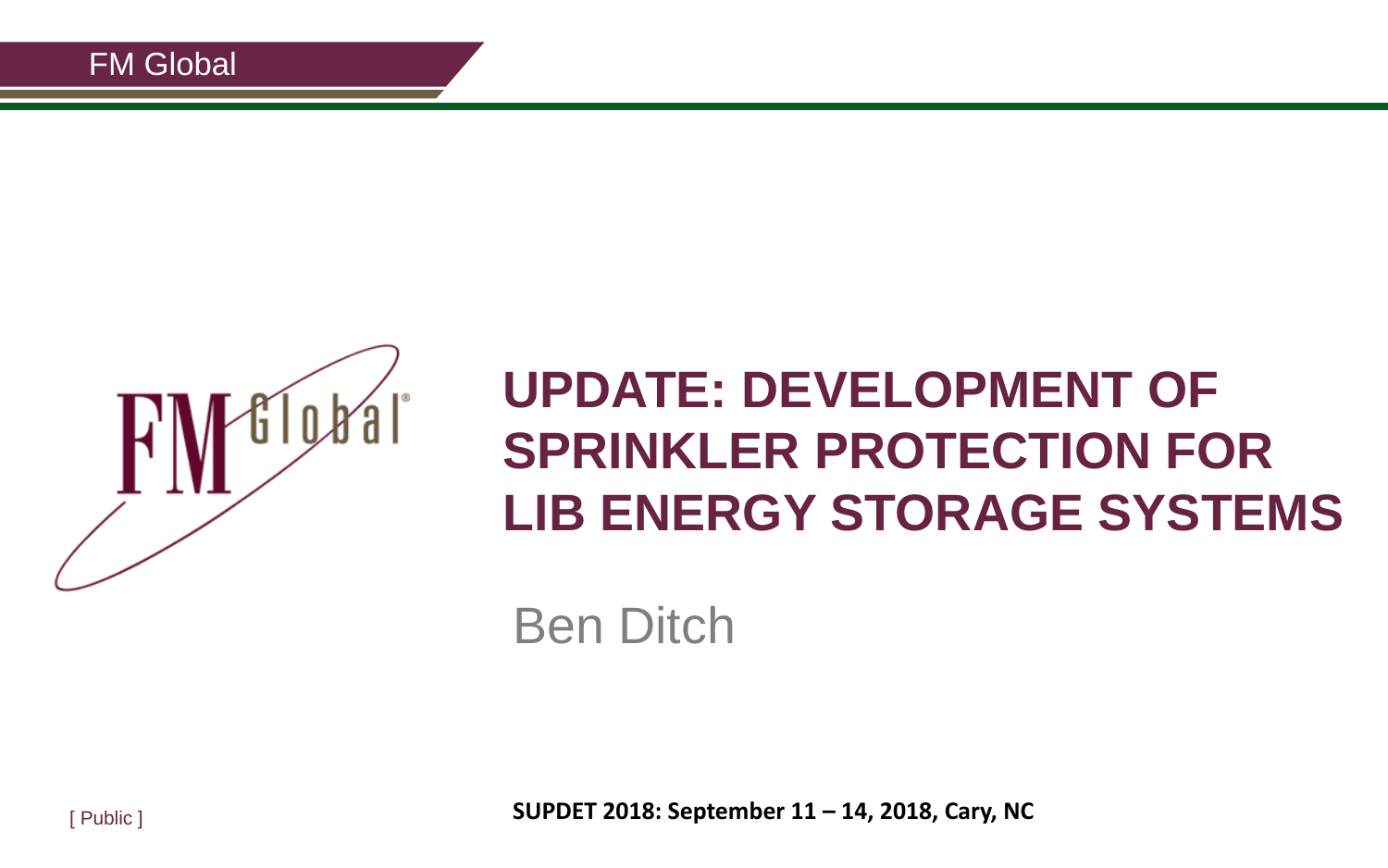# UPDATE: DEVELOPMENT OF SPRINKLER PROTECTION FOR LIB ENERGY STORAGE SYSTEMS

Ben Ditch

[ Public ]

**SUPDET 2018: September 11 – 14, 2018, Cary, NC**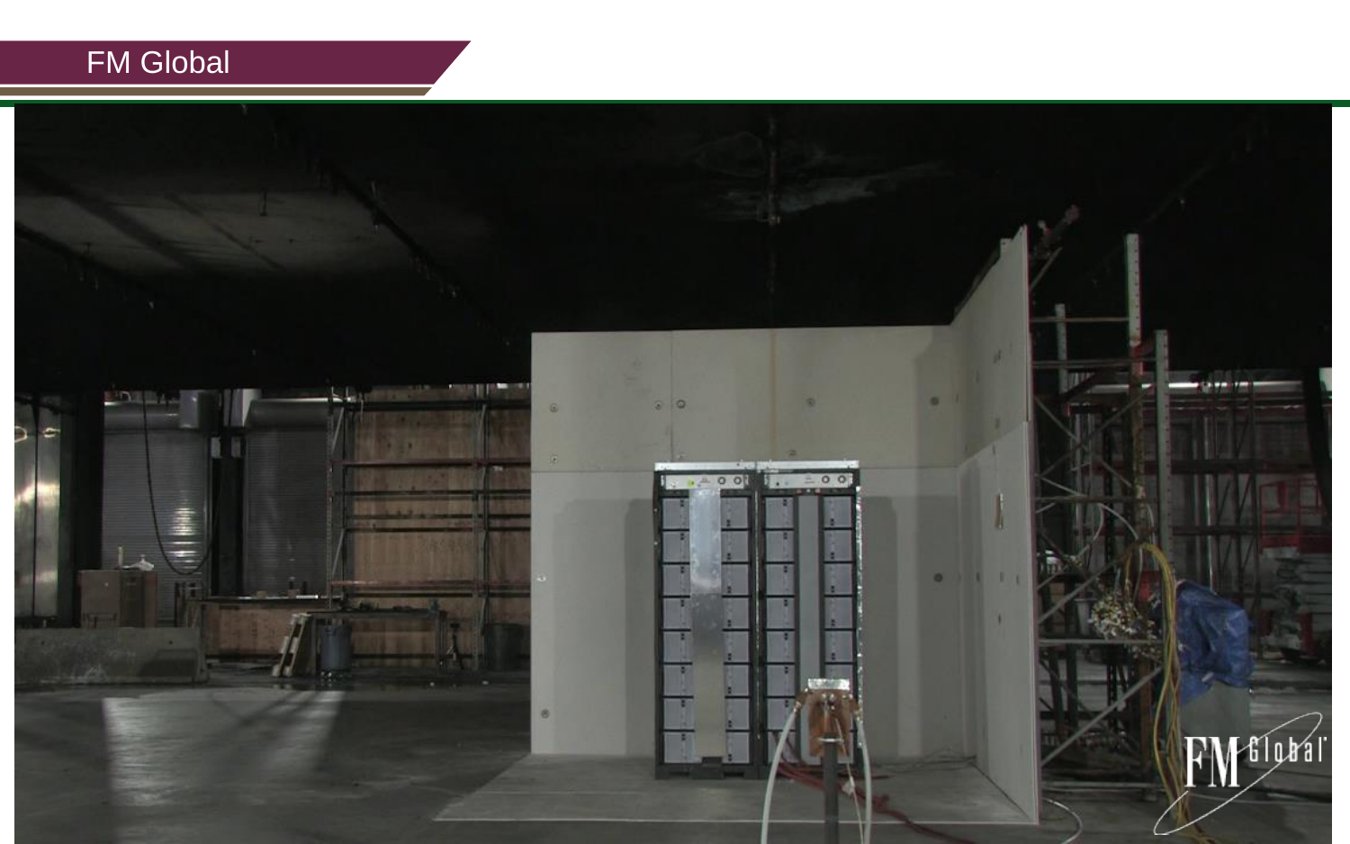FM Global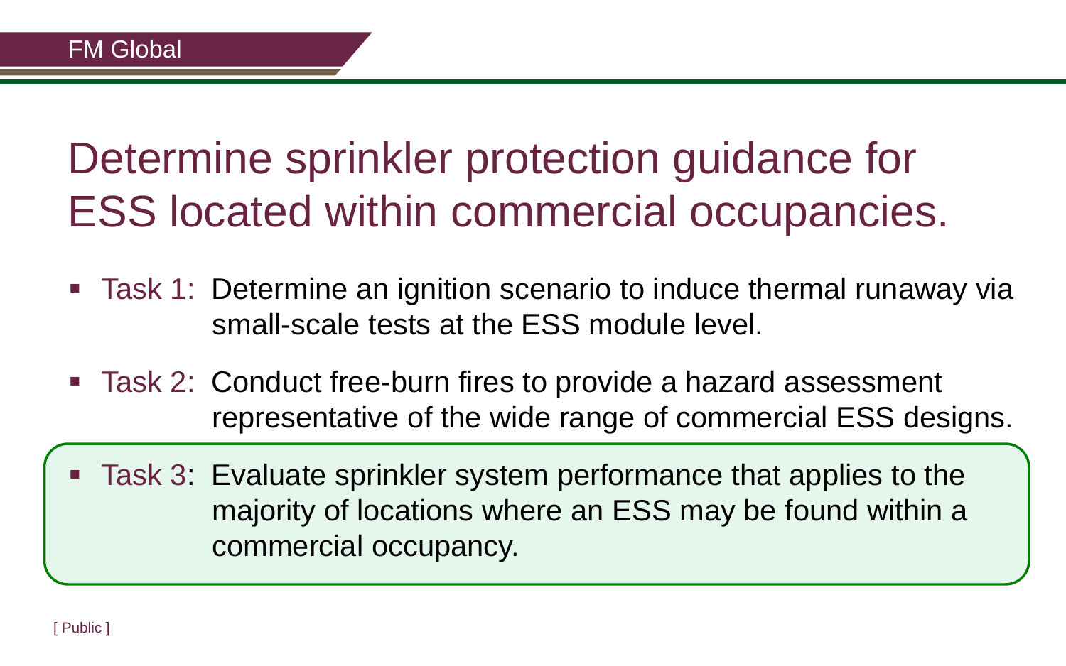# Determine sprinkler protection guidance for ESS located within commercial occupancies.

- Task 1: Determine an ignition scenario to induce thermal runaway via small-scale tests at the ESS module level.
- Task 2: Conduct free-burn fires to provide a hazard assessment representative of the wide range of commercial ESS designs.
- Task 3: Evaluate sprinkler system performance that applies to the majority of locations where an ESS may be found within a commercial occupancy.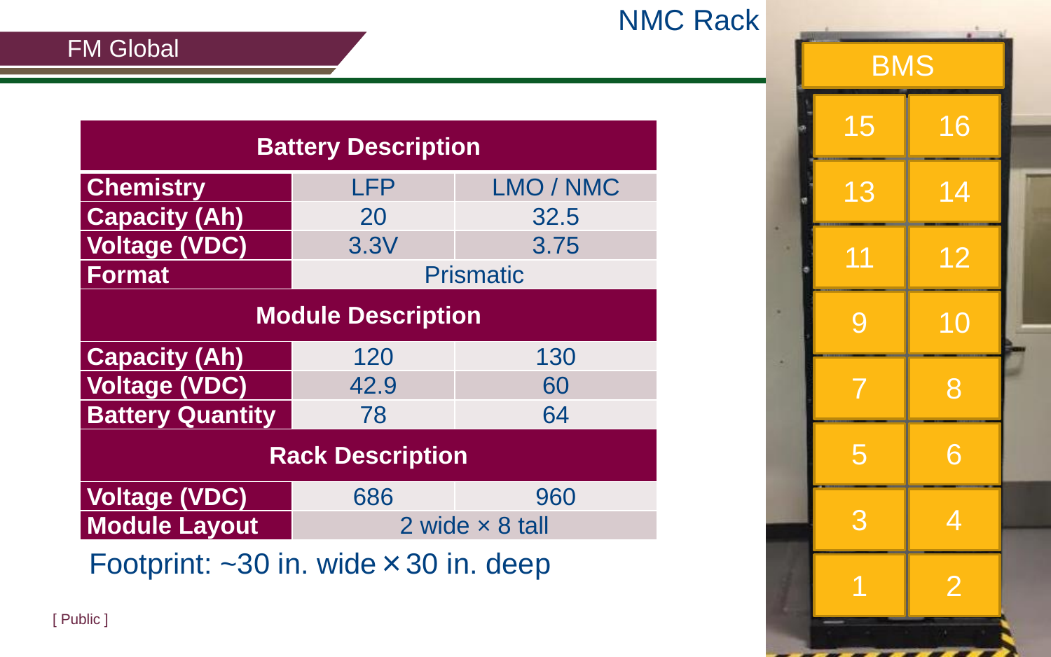## NMC Rack

| Battery Description | | |
|---|---|---|
| **Chemistry** | LFP | LMO / NMC |
| **Capacity (Ah)** | 20 | 32.5 |
| **Voltage (VDC)** | 3.3V | 3.75 |
| **Format** | Prismatic | |
| **Module Description** | | |
| **Capacity (Ah)** | 120 | 130 |
| **Voltage (VDC)** | 42.9 | 60 |
| **Battery Quantity** | 78 | 64 |
| **Rack Description** | | |
| **Voltage (VDC)** | 686 | 960 |
| **Module Layout** | 2 wide × 8 tall | |

Footprint: ~30 in. wide × 30 in. deep

| BMS | |
|---|---|
| 15 | 16 |
| 13 | 14 |
| 11 | 12 |
| 9 | 10 |
| 7 | 8 |
| 5 | 6 |
| 3 | 4 |
| 1 | 2 |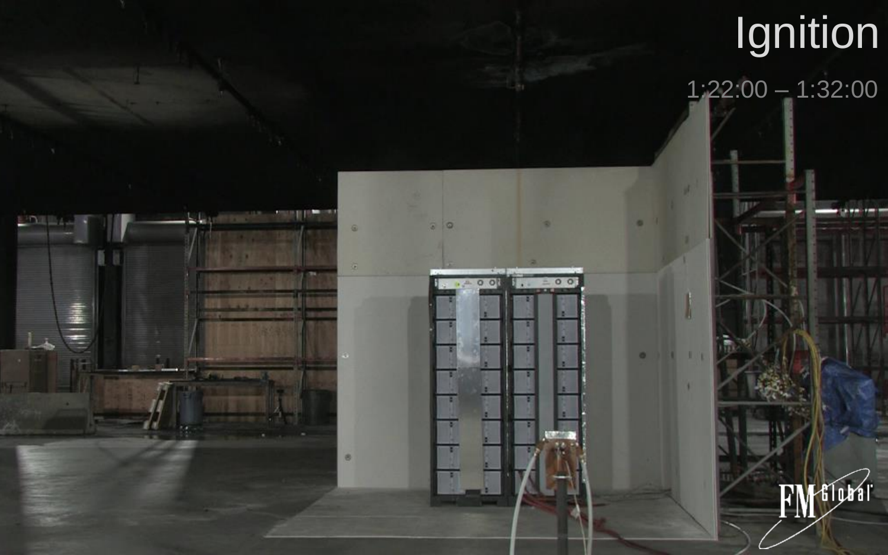# Ignition

1:22:00 – 1:32:00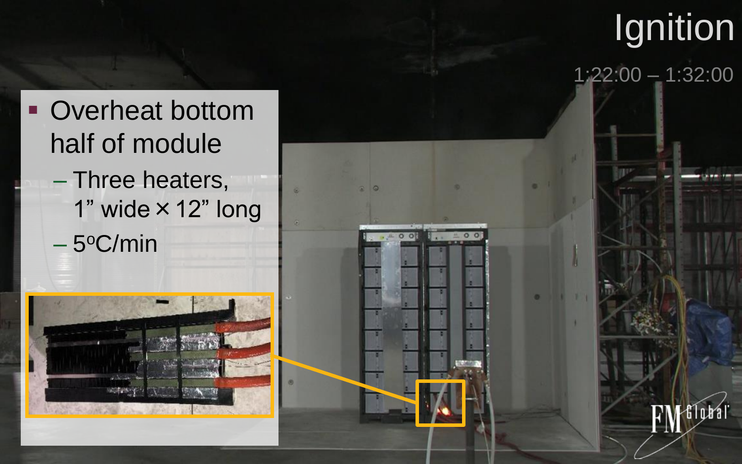# Ignition

1:22:00 – 1:32:00

- Overheat bottom half of module
  - Three heaters, 1” wide × 12” long
  - 5°C/min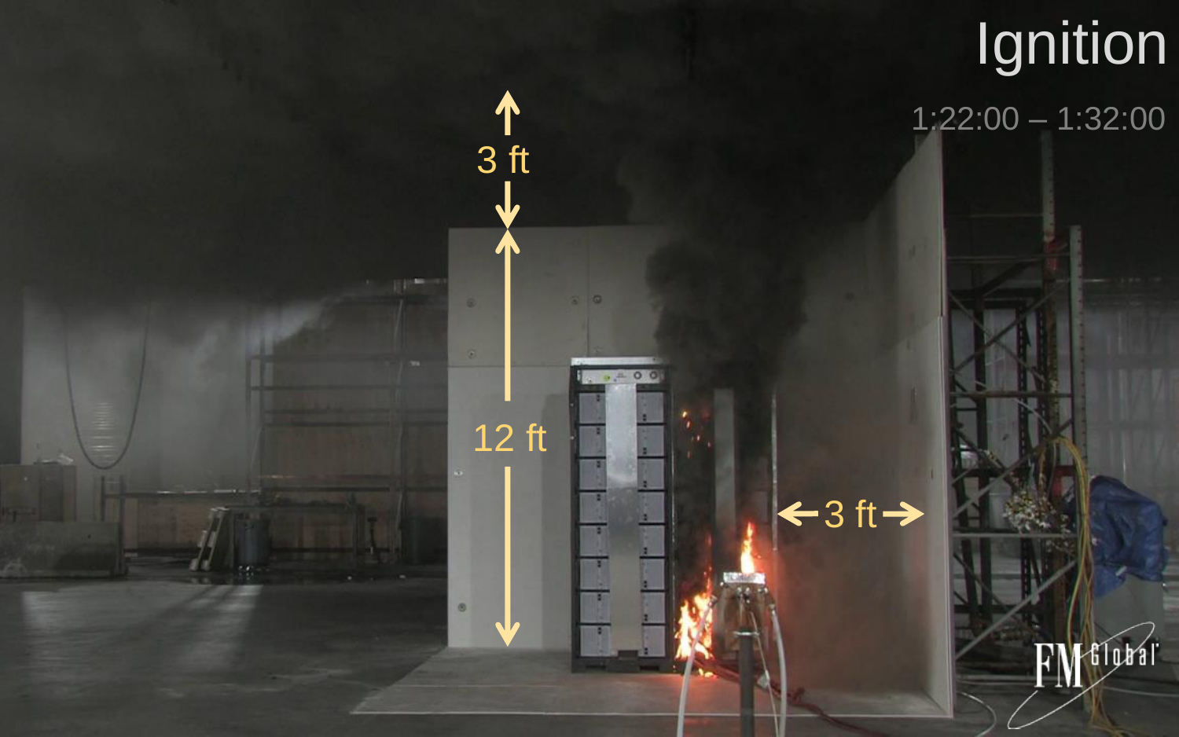# Ignition

1:22:00 – 1:32:00

3 ft

12 ft

3 ft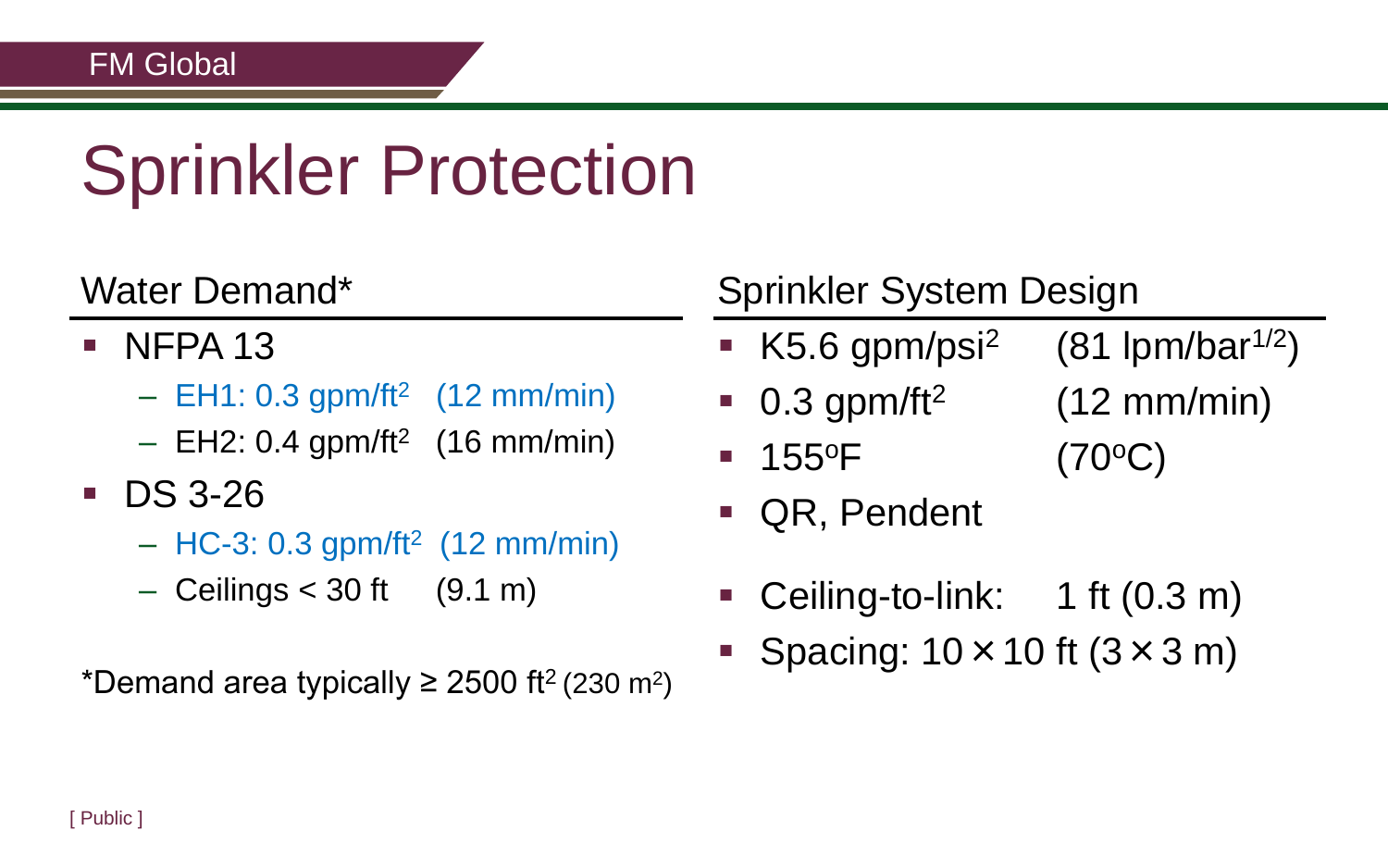# Sprinkler Protection

## Water Demand*

- NFPA 13
  - EH1: 0.3 gpm/ft$^2$ (12 mm/min)
  - EH2: 0.4 gpm/ft$^2$ (16 mm/min)
- DS 3-26
  - HC-3: 0.3 gpm/ft$^2$ (12 mm/min)
  - Ceilings < 30 ft (9.1 m)

*Demand area typically ≥ 2500 ft$^2$ (230 m$^2$)

## Sprinkler System Design

- K5.6 gpm/psi$^2$ (81 lpm/bar$^{1/2}$)
- 0.3 gpm/ft$^2$ (12 mm/min)
- 155$^o$F (70$^o$C)
- QR, Pendent
- Ceiling-to-link: 1 ft (0.3 m)
- Spacing: 10 × 10 ft (3 × 3 m)

[ Public ]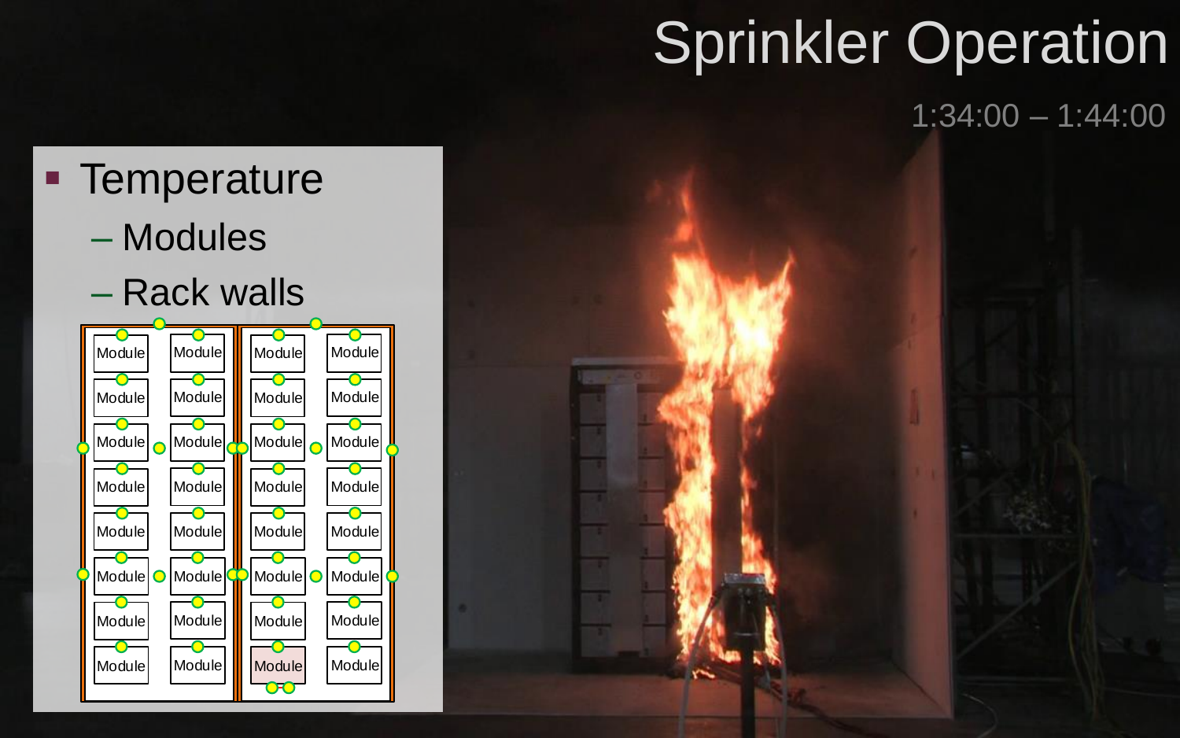# Sprinkler Operation

1:34:00 – 1:44:00

- Temperature
  - Modules
  - Rack walls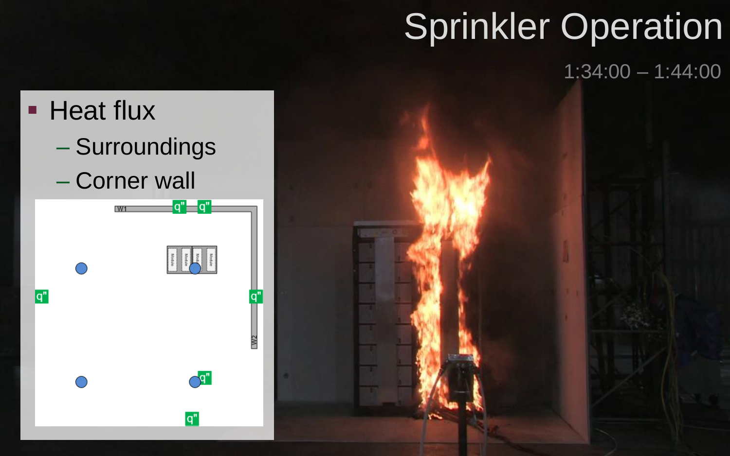# Sprinkler Operation

1:34:00 – 1:44:00

- Heat flux
  - Surroundings
  - Corner wall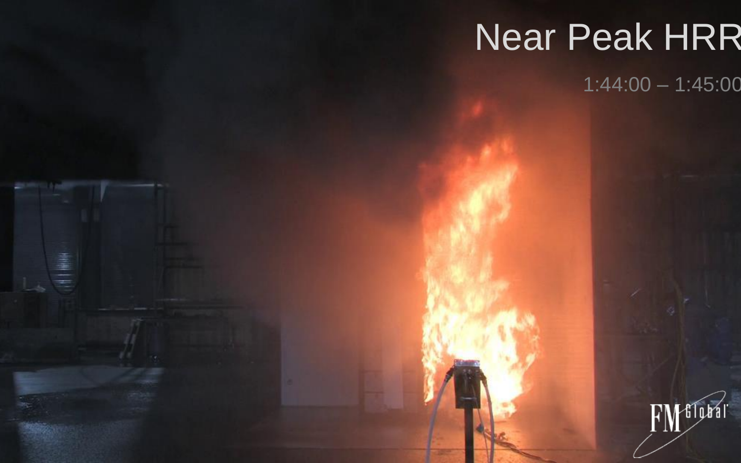# Near Peak HRR

1:44:00 – 1:45:00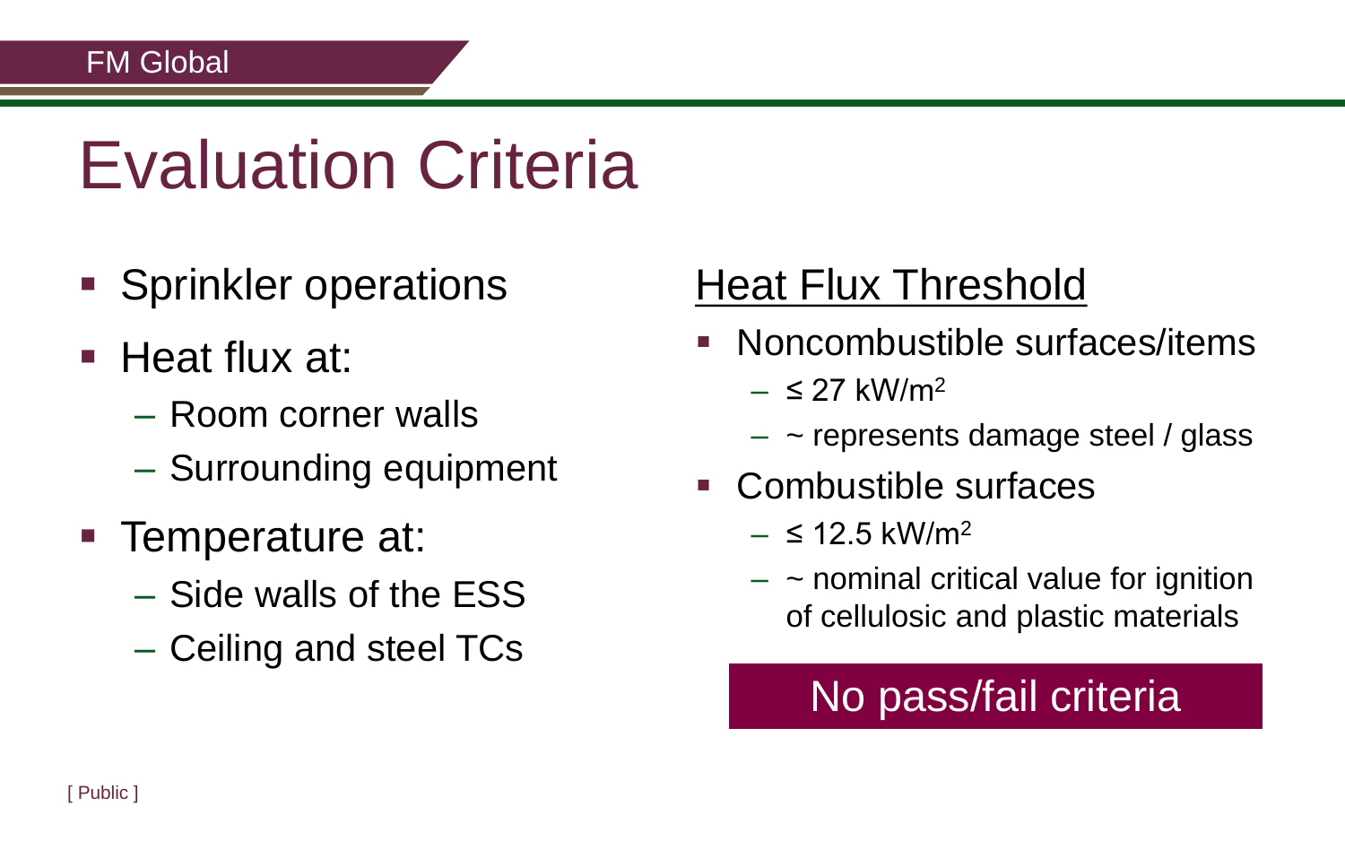# Evaluation Criteria

- Sprinkler operations
- Heat flux at:
  - Room corner walls
  - Surrounding equipment
- Temperature at:
  - Side walls of the ESS
  - Ceiling and steel TCs

## Heat Flux Threshold

- Noncombustible surfaces/items
  - ≤ 27 $kW/m^2$
  - ~ represents damage steel / glass
- Combustible surfaces
  - ≤ 12.5 $kW/m^2$
  - ~ nominal critical value for ignition of cellulosic and plastic materials

**No pass/fail criteria**

[ Public ]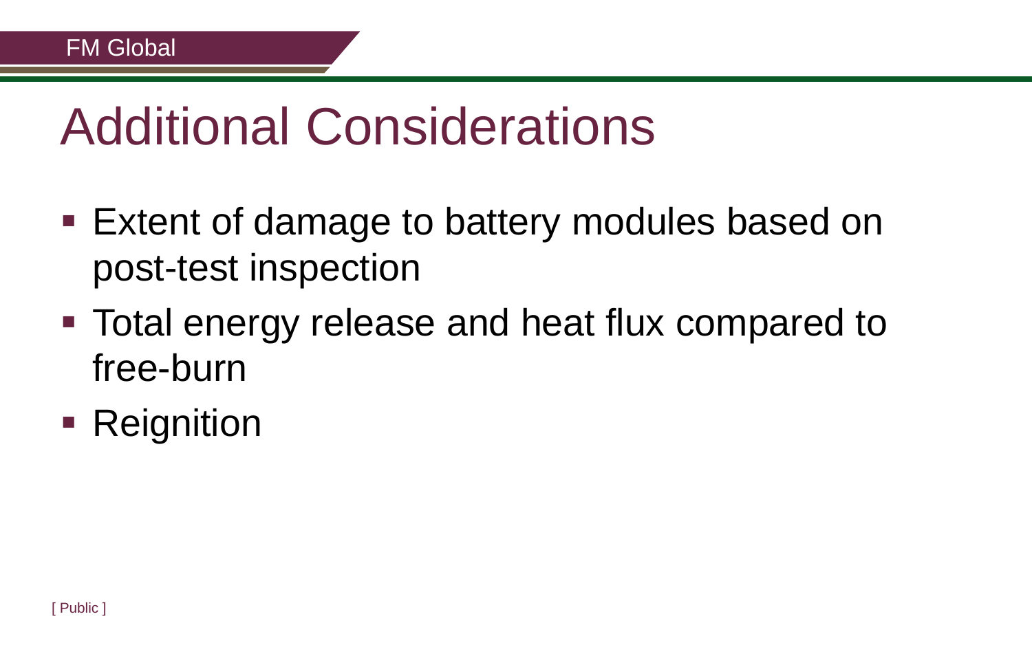# Additional Considerations

- Extent of damage to battery modules based on post-test inspection
- Total energy release and heat flux compared to free-burn
- Reignition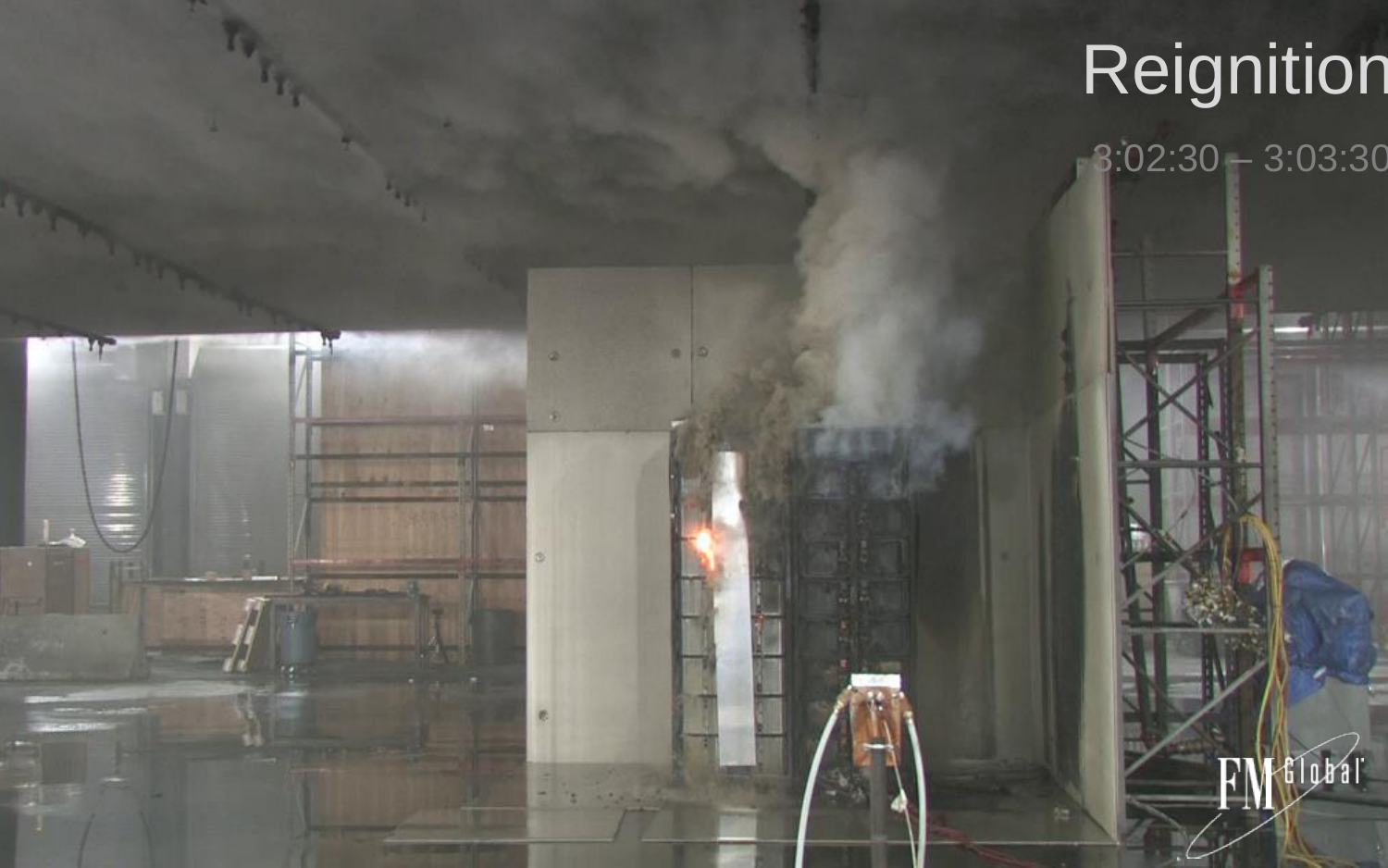# Reignition

3:02:30 – 3:03:30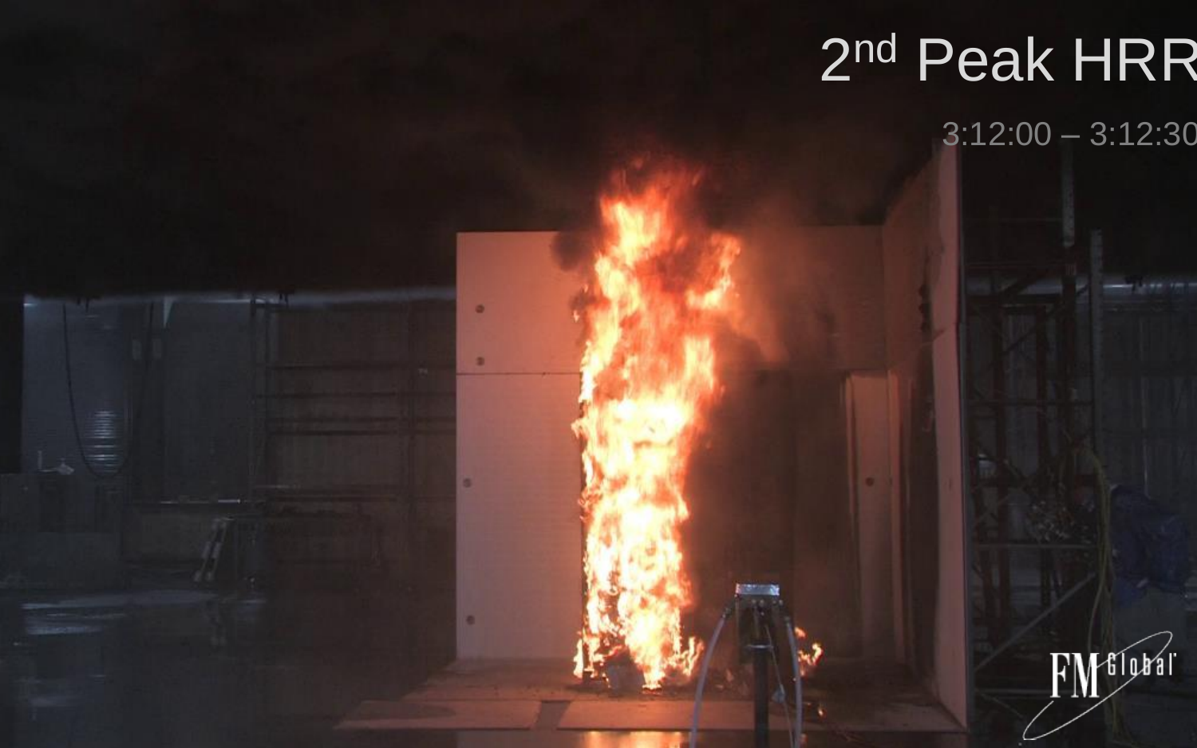# $2^{nd}$ Peak HRR

3:12:00 – 3:12:30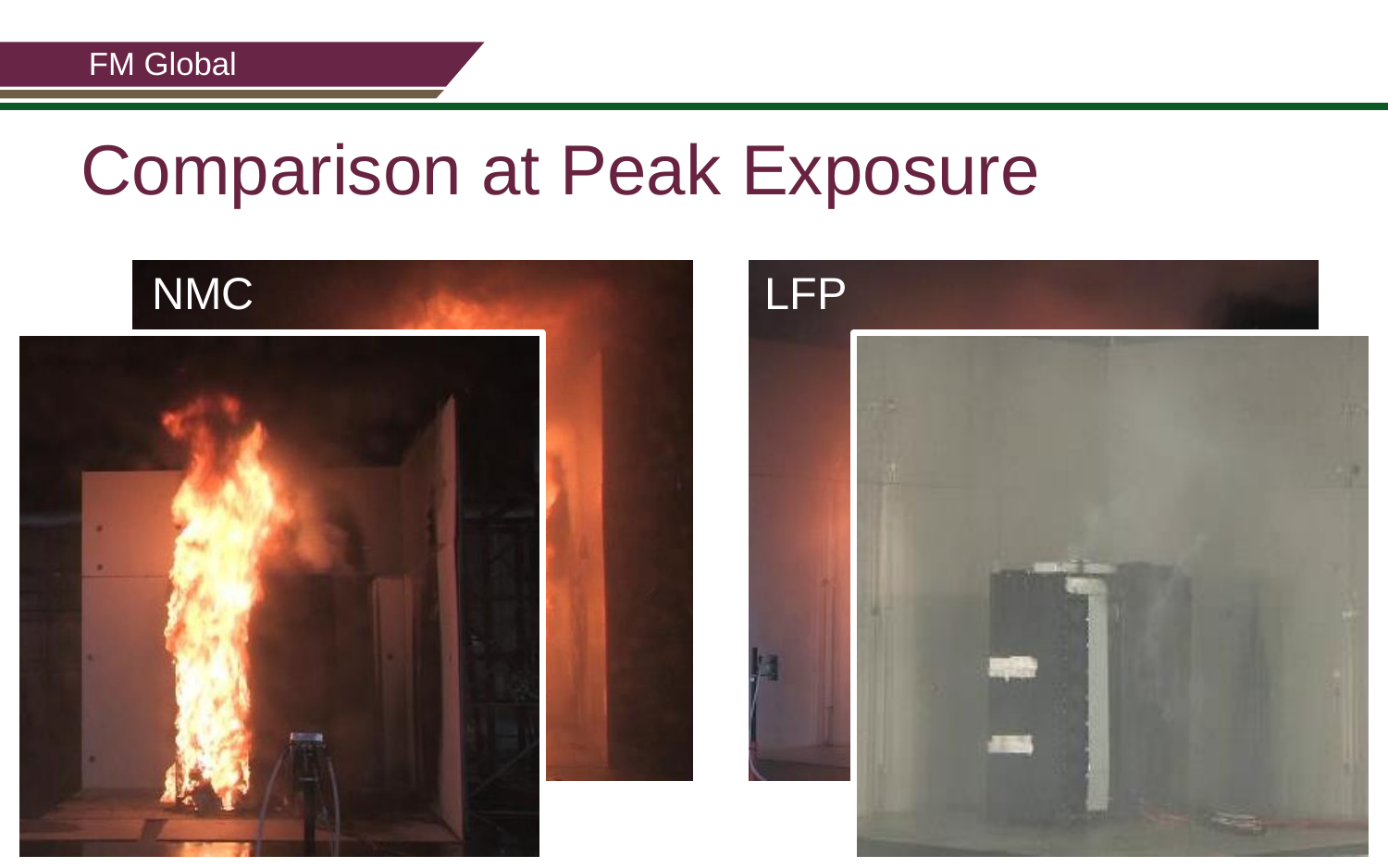# Comparison at Peak Exposure

NMC

LFP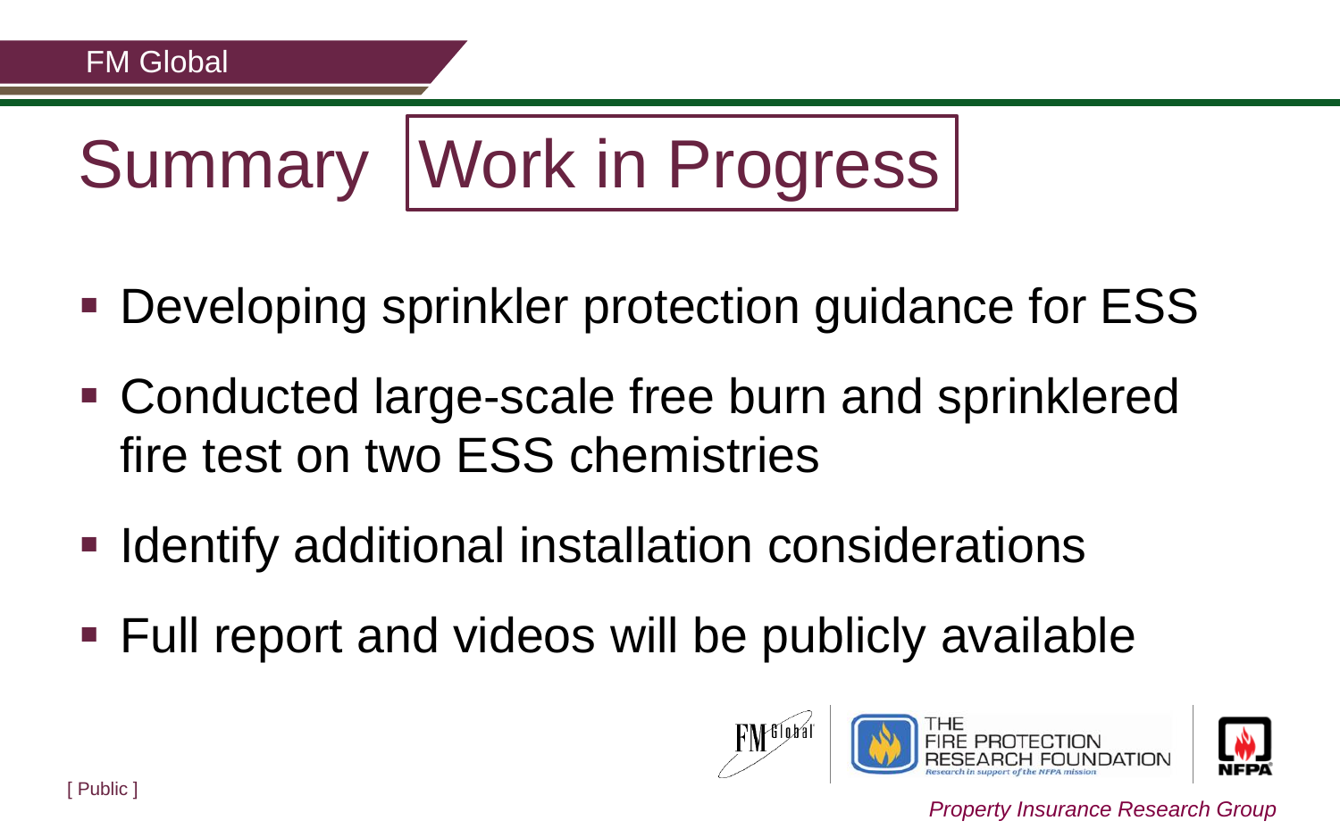# Summary | Work in Progress

- Developing sprinkler protection guidance for ESS
- Conducted large-scale free burn and sprinklered fire test on two ESS chemistries
- Identify additional installation considerations
- Full report and videos will be publicly available